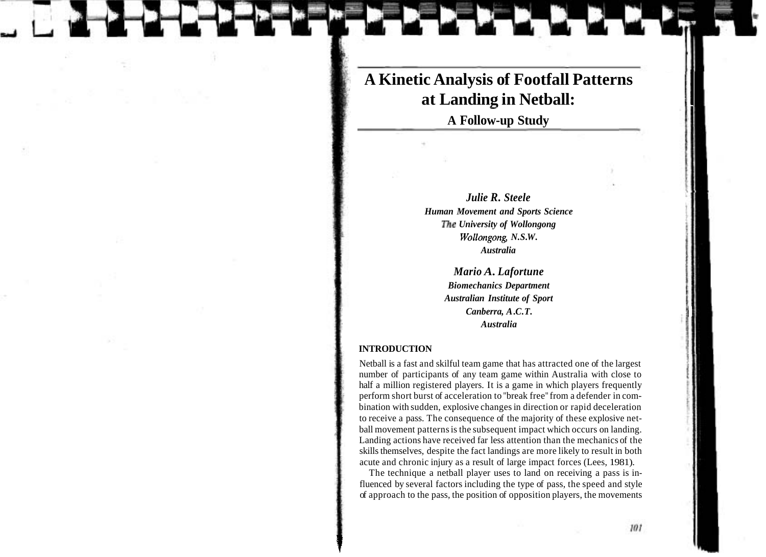# A Kinetic Analysis of Footfall Patterns at Landing in Netball:

## A Follow-up Study

***Julie R. Steele***
***Human Movement and Sports Science***
***The University of Wollongong***
***Wollongong, N.S.W.***
***Australia***

***Mario A. Lafortune***
***Biomechanics Department***
***Australian Institute of Sport***
***Canberra, A.C.T.***
***Australia***

### INTRODUCTION

Netball is a fast and skilful team game that has attracted one of the largest number of participants of any team game within Australia with close to half a million registered players. It is a game in which players frequently perform short burst of acceleration to "break free" from a defender in combination with sudden, explosive changes in direction or rapid deceleration to receive a pass. The consequence of the majority of these explosive netball movement patterns is the subsequent impact which occurs on landing. Landing actions have received far less attention than the mechanics of the skills themselves, despite the fact landings are more likely to result in both acute and chronic injury as a result of large impact forces (Lees, 1981).

The technique a netball player uses to land on receiving a pass is influenced by several factors including the type of pass, the speed and style of approach to the pass, the position of opposition players, the movements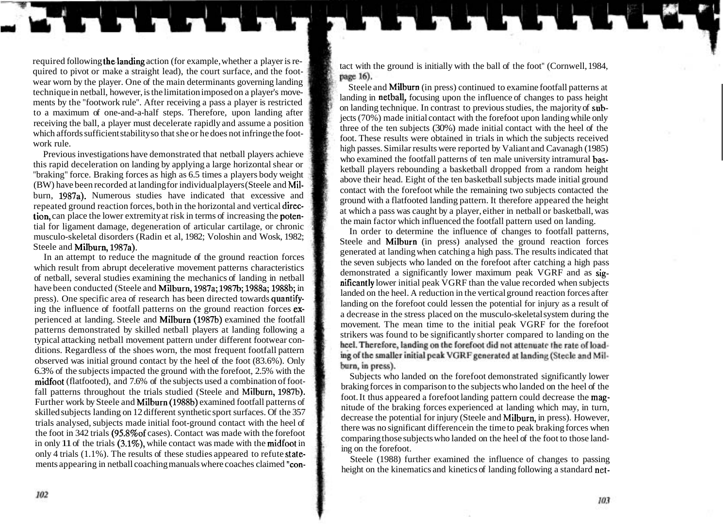required following the landing action (for example, whether a player is required to pivot or make a straight lead), the court surface, and the footwear worn by the player. One of the main determinants governing landing technique in netball, however, is the limitation imposed on a player's movements by the "footwork rule". After receiving a pass a player is restricted to a maximum of one-and-a-half steps. Therefore, upon landing after receiving the ball, a player must decelerate rapidly and assume a position which affords sufficient stability so that she or he does not infringe the footwork rule.

Previous investigations have demonstrated that netball players achieve this rapid deceleration on landing by applying a large horizontal shear or "braking" force. Braking forces as high as 6.5 times a players body weight (BW) have been recorded at landing for individual players (Steele and Milburn, 1987a). Numerous studies have indicated that excessive and repeated ground reaction forces, both in the horizontal and vertical direction, can place the lower extremity at risk in terms of increasing the potential for ligament damage, degeneration of articular cartilage, or chronic musculo-skeletal disorders (Radin et al, 1982; Voloshin and Wosk, 1982; Steele and Milburn, 1987a).

In an attempt to reduce the magnitude of the ground reaction forces which result from abrupt decelerative movement patterns characteristics of netball, several studies examining the mechanics of landing in netball have been conducted (Steele and Milburn, 1987a; 1987b; 1988a; 1988b; in press). One specific area of research has been directed towards quantifying the influence of footfall patterns on the ground reaction forces experienced at landing. Steele and Milburn (1987b) examined the footfall patterns demonstrated by skilled netball players at landing following a typical attacking netball movement pattern under different footwear conditions. Regardless of the shoes worn, the most frequent footfall pattern observed was initial ground contact by the heel of the foot (83.6%). Only 6.3% of the subjects impacted the ground with the forefoot, 2.5% with the midfoot (flatfooted), and 7.6% of the subjects used a combination of footfall patterns throughout the trials studied (Steele and Milburn, 1987b). Further work by Steele and Milburn (1988b) examined footfall patterns of skilled subjects landing on 12 different synthetic sport surfaces. Of the 357 trials analysed, subjects made initial foot-ground contact with the heel of the foot in 342 trials (95.8% of cases). Contact was made with the forefoot in only 11 of the trials (3.1%), while contact was made with the midfoot in only 4 trials (1.1%). The results of these studies appeared to refute statements appearing in netball coaching manuals where coaches claimed "contact with the ground is initially with the ball of the foot" (Cornwell, 1984, page 16).

Steele and Milburn (in press) continued to examine footfall patterns at landing in netball, focusing upon the influence of changes to pass height on landing technique. In contrast to previous studies, the majority of subjects (70%) made initial contact with the forefoot upon landing while only three of the ten subjects (30%) made initial contact with the heel of the foot. These results were obtained in trials in which the subjects received high passes. Similar results were reported by Valiant and Cavanagh (1985) who examined the footfall patterns of ten male university intramural basketball players rebounding a basketball dropped from a random height above their head. Eight of the ten basketball subjects made initial ground contact with the forefoot while the remaining two subjects contacted the ground with a flatfooted landing pattern. It therefore appeared the height at which a pass was caught by a player, either in netball or basketball, was the main factor which influenced the footfall pattern used on landing.

In order to determine the influence of changes to footfall patterns, Steele and Milburn (in press) analysed the ground reaction forces generated at landing when catching a high pass. The results indicated that the seven subjects who landed on the forefoot after catching a high pass demonstrated a significantly lower maximum peak VGRF and as significantly lower initial peak VGRF than the value recorded when subjects landed on the heel. A reduction in the vertical ground reaction forces after landing on the forefoot could lessen the potential for injury as a result of a decrease in the stress placed on the musculo-skeletal system during the movement. The mean time to the initial peak VGRF for the forefoot strikers was found to be significantly shorter compared to landing on the heel. Therefore, landing on the forefoot did not attenuate the rate of loading of the smaller initial peak VGRF generated at landing (Steele and Milburn, in press).

Subjects who landed on the forefoot demonstrated significantly lower braking forces in comparison to the subjects who landed on the heel of the foot. It thus appeared a forefoot landing pattern could decrease the magnitude of the braking forces experienced at landing which may, in turn, decrease the potential for injury (Steele and Milburn, in press). However, there was no significant difference in the time to peak braking forces when comparing those subjects who landed on the heel of the foot to those landing on the forefoot.

Steele (1988) further examined the influence of changes to passing height on the kinematics and kinetics of landing following a standard net-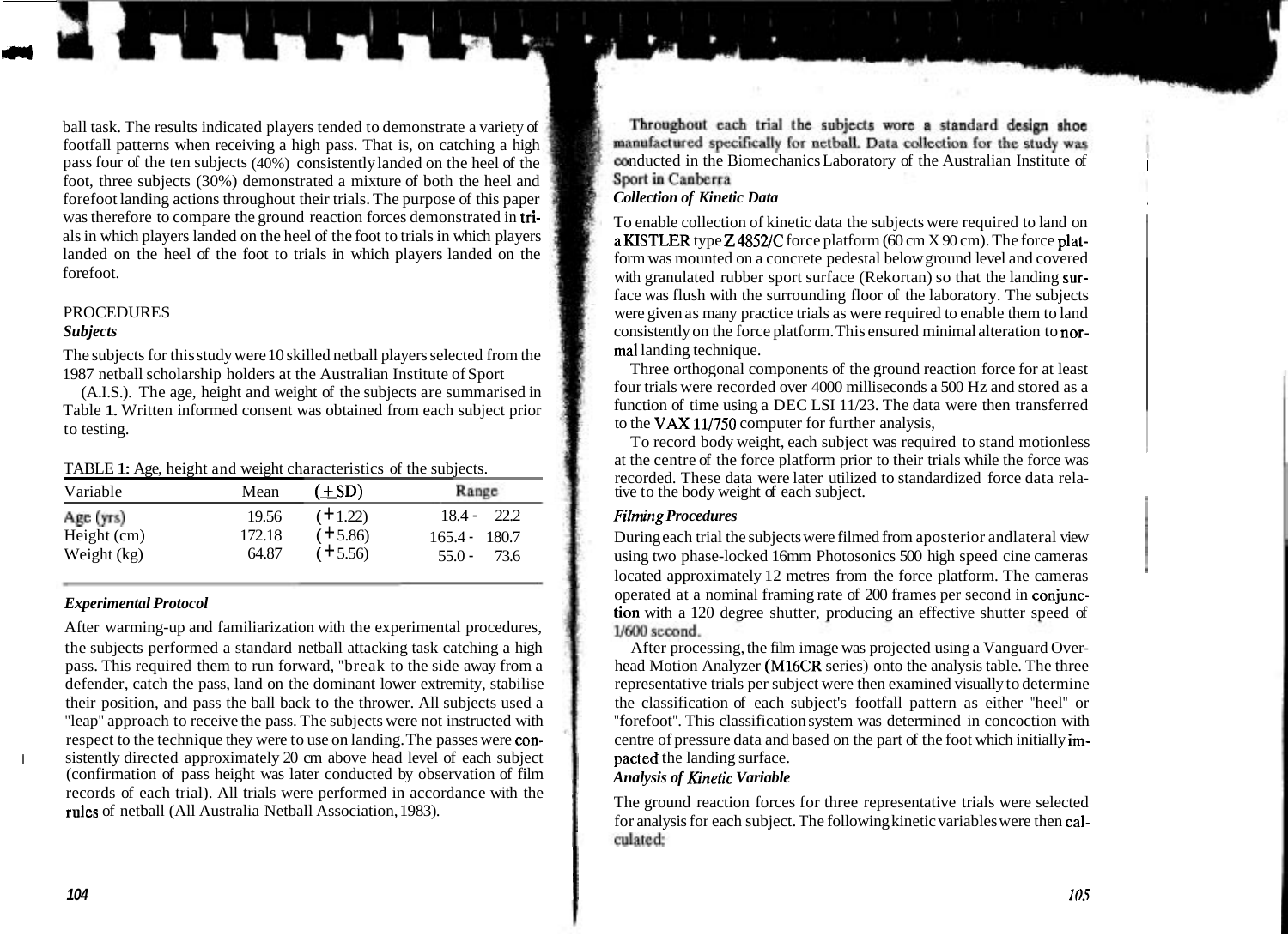ball task. The results indicated players tended to demonstrate a variety of footfall patterns when receiving a high pass. That is, on catching a high pass four of the ten subjects (40%) consistently landed on the heel of the foot, three subjects (30%) demonstrated a mixture of both the heel and forefoot landing actions throughout their trials. The purpose of this paper was therefore to compare the ground reaction forces demonstrated in trials in which players landed on the heel of the foot to trials in which players landed on the heel of the foot to trials in which players landed on the forefoot.

## PROCEDURES

### *Subjects*

The subjects for this study were 10 skilled netball players selected from the 1987 netball scholarship holders at the Australian Institute of Sport (A.I.S.). The age, height and weight of the subjects are summarised in Table 1. Written informed consent was obtained from each subject prior to testing.

TABLE 1: Age, height and weight characteristics of the subjects.

| Variable | Mean | (±SD) | Range |
|---|---|---|---|
| Age (yrs) | 19.56 | (+1.22) | 18.4 - 22.2 |
| Height (cm) | 172.18 | (+5.86) | 165.4 - 180.7 |
| Weight (kg) | 64.87 | (+5.56) | 55.0 - 73.6 |

### *Experimental Protocol*

After warming-up and familiarization with the experimental procedures, the subjects performed a standard netball attacking task catching a high pass. This required them to run forward, "break to the side away from a defender, catch the pass, land on the dominant lower extremity, stabilise their position, and pass the ball back to the thrower. All subjects used a "leap" approach to receive the pass. The subjects were not instructed with respect to the technique they were to use on landing. The passes were consistently directed approximately 20 cm above head level of each subject (confirmation of pass height was later conducted by observation of film records of each trial). All trials were performed in accordance with the rules of netball (All Australia Netball Association, 1983).

Throughout each trial the subjects wore a standard design shoe manufactured specifically for netball. Data collection for the study was conducted in the Biomechanics Laboratory of the Australian Institute of Sport in Canberra

### *Collection of Kinetic Data*

To enable collection of kinetic data the subjects were required to land on a KISTLER type Z 4852/C force platform (60 cm X 90 cm). The force platform was mounted on a concrete pedestal below ground level and covered with granulated rubber sport surface (Rekortan) so that the landing surface was flush with the surrounding floor of the laboratory. The subjects were given as many practice trials as were required to enable them to land consistently on the force platform. This ensured minimal alteration to normal landing technique.

Three orthogonal components of the ground reaction force for at least four trials were recorded over 4000 milliseconds a 500 Hz and stored as a function of time using a DEC LSI 11/23. The data were then transferred to the VAX 11/750 computer for further analysis,

To record body weight, each subject was required to stand motionless at the centre of the force platform prior to their trials while the force was recorded. These data were later utilized to standardized force data relative to the body weight of each subject.

### *Filming Procedures*

During each trial the subjects were filmed from aposterior andlateral view using two phase-locked 16mm Photosonics 500 high speed cine cameras located approximately 12 metres from the force platform. The cameras operated at a nominal framing rate of 200 frames per second in conjunction with a 120 degree shutter, producing an effective shutter speed of 1/600 second.

After processing, the film image was projected using a Vanguard Overhead Motion Analyzer (M16CR series) onto the analysis table. The three representative trials per subject were then examined visually to determine the classification of each subject's footfall pattern as either "heel" or "forefoot". This classification system was determined in concoction with centre of pressure data and based on the part of the foot which initially impacted the landing surface.

### *Analysis of Kinetic Variable*

The ground reaction forces for three representative trials were selected for analysis for each subject. The following kinetic variables were then calculated: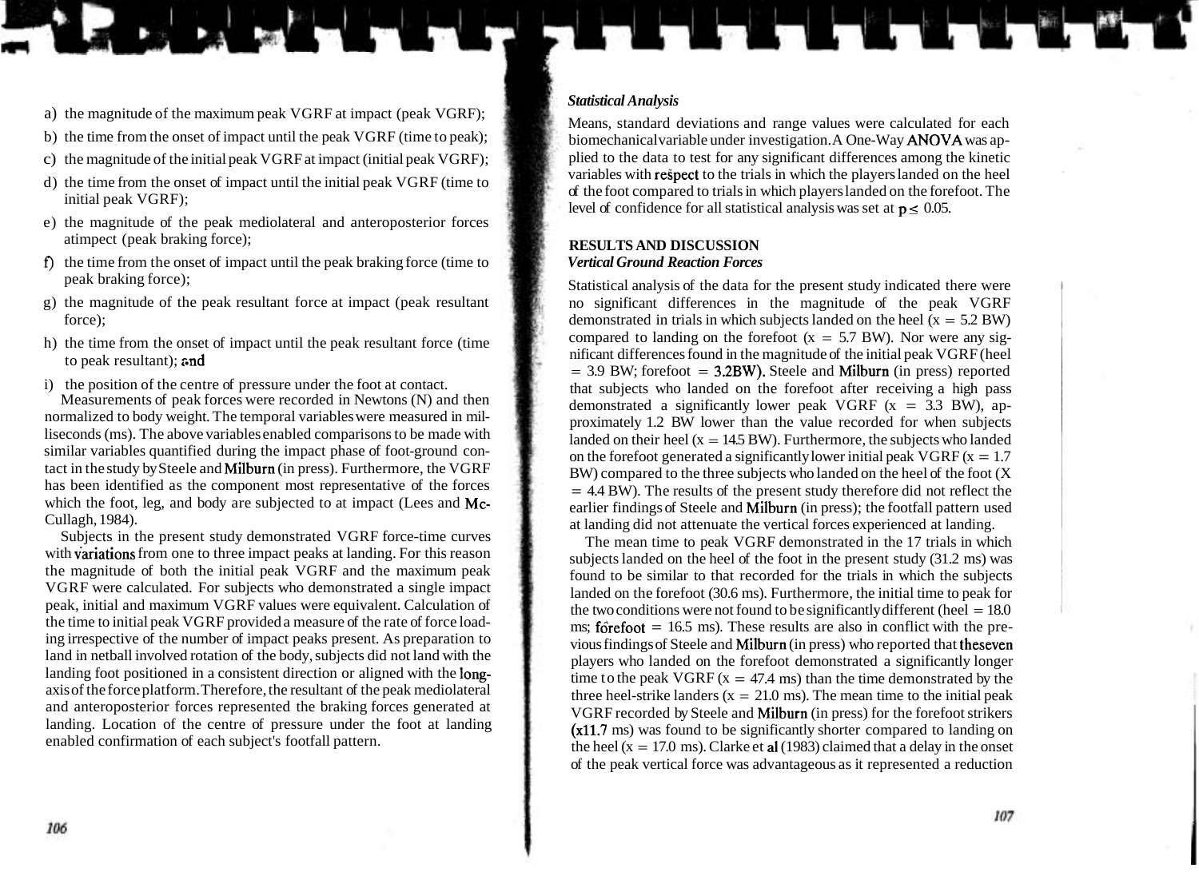a) the magnitude of the maximum peak VGRF at impact (peak VGRF);
b) the time from the onset of impact until the peak VGRF (time to peak);
c) the magnitude of the initial peak VGRF at impact (initial peak VGRF);
d) the time from the onset of impact until the initial peak VGRF (time to initial peak VGRF);
e) the magnitude of the peak mediolateral and anteroposterior forces atimpect (peak braking force);
f) the time from the onset of impact until the peak braking force (time to peak braking force);
g) the magnitude of the peak resultant force at impact (peak resultant force);
h) the time from the onset of impact until the peak resultant force (time to peak resultant); and
i) the position of the centre of pressure under the foot at contact.

Measurements of peak forces were recorded in Newtons (N) and then normalized to body weight. The temporal variables were measured in milliseconds (ms). The above variables enabled comparisons to be made with similar variables quantified during the impact phase of foot-ground contact in the study by Steele and Milburn (in press). Furthermore, the VGRF has been identified as the component most representative of the forces which the foot, leg, and body are subjected to at impact (Lees and McCullagh, 1984).

Subjects in the present study demonstrated VGRF force-time curves with variations from one to three impact peaks at landing. For this reason the magnitude of both the initial peak VGRF and the maximum peak VGRF were calculated. For subjects who demonstrated a single impact peak, initial and maximum VGRF values were equivalent. Calculation of the time to initial peak VGRF provided a measure of the rate of force loading irrespective of the number of impact peaks present. As preparation to land in netball involved rotation of the body, subjects did not land with the landing foot positioned in a consistent direction or aligned with the long-axis of the force platform. Therefore, the resultant of the peak mediolateral and anteroposterior forces represented the braking forces generated at landing. Location of the centre of pressure under the foot at landing enabled confirmation of each subject's footfall pattern.

### *Statistical Analysis*

Means, standard deviations and range values were calculated for each biomechanical variable under investigation. A One-Way ANOVA was applied to the data to test for any significant differences among the kinetic variables with respect to the trials in which the players landed on the heel of the foot compared to trials in which players landed on the forefoot. The level of confidence for all statistical analysis was set at $p \leq 0.05$.

## RESULTS AND DISCUSSION

### *Vertical Ground Reaction Forces*

Statistical analysis of the data for the present study indicated there were no significant differences in the magnitude of the peak VGRF demonstrated in trials in which subjects landed on the heel ($x = 5.2$ BW) compared to landing on the forefoot ($x = 5.7$ BW). Nor were any significant differences found in the magnitude of the initial peak VGRF (heel = 3.9 BW; forefoot = 3.2BW). Steele and Milburn (in press) reported that subjects who landed on the forefoot after receiving a high pass demonstrated a significantly lower peak VGRF ($x = 3.3$ BW), approximately 1.2 BW lower than the value recorded for when subjects landed on their heel ($x = 14.5$ BW). Furthermore, the subjects who landed on the forefoot generated a significantly lower initial peak VGRF ($x = 1.7$ BW) compared to the three subjects who landed on the heel of the foot ($X = 4.4$ BW). The results of the present study therefore did not reflect the earlier findings of Steele and Milburn (in press); the footfall pattern used at landing did not attenuate the vertical forces experienced at landing.

The mean time to peak VGRF demonstrated in the 17 trials in which subjects landed on the heel of the foot in the present study (31.2 ms) was found to be similar to that recorded for the trials in which the subjects landed on the forefoot (30.6 ms). Furthermore, the initial time to peak for the two conditions were not found to be significantly different (heel = 18.0 ms; forefoot = 16.5 ms). These results are also in conflict with the previous findings of Steele and Milburn (in press) who reported that theseven players who landed on the forefoot demonstrated a significantly longer time to the peak VGRF ($x = 47.4$ ms) than the time demonstrated by the three heel-strike landers ($x = 21.0$ ms). The mean time to the initial peak VGRF recorded by Steele and Milburn (in press) for the forefoot strikers (x11.7 ms) was found to be significantly shorter compared to landing on the heel ($x = 17.0$ ms). Clarke et al (1983) claimed that a delay in the onset of the peak vertical force was advantageous as it represented a reduction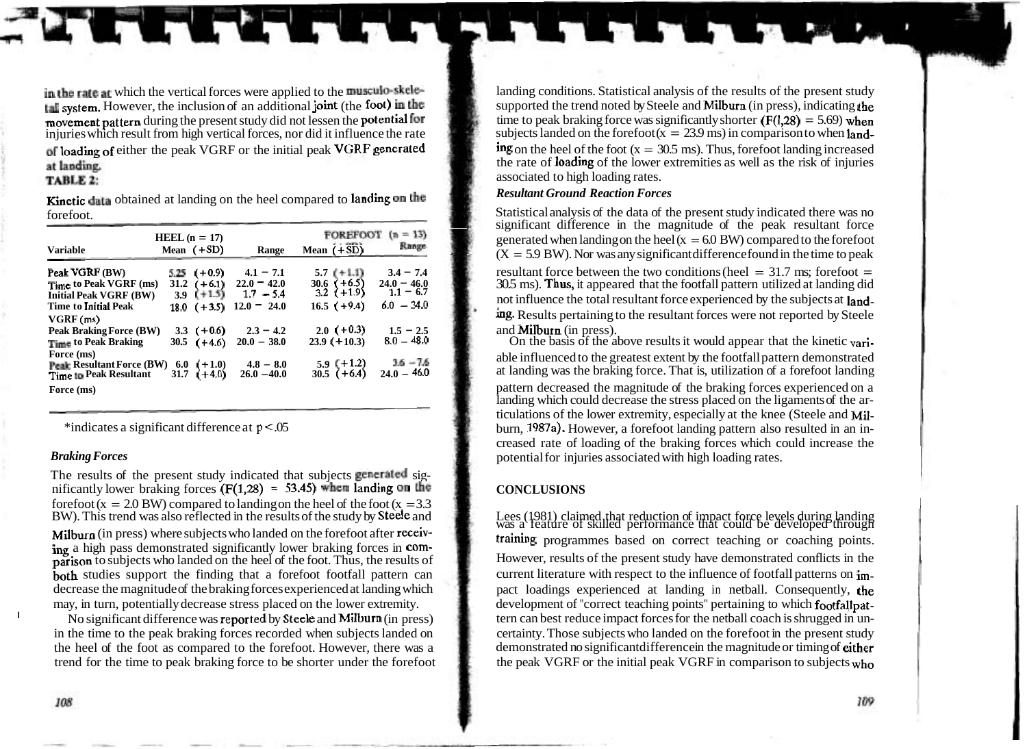in the rate at which the vertical forces were applied to the musculo-skeletal system. However, the inclusion of an additional joint (the foot) in the movement pattern during the present study did not lessen the potential for injuries which result from high vertical forces, nor did it influence the rate of loading of either the peak VGRF or the initial peak VGRF generated at landing.

**TABLE 2:**

Kinetic data obtained at landing on the heel compared to landing on the forefoot.

| Variable | HEEL (n = 17) Mean (+SD) | Range | FOREFOOT (n = 13) Mean (+SD) | Range |
|---|---|---|---|---|
| **Peak VGRF (BW)** | 5.25 (+0.9) | 4.1 – 7.1 | 5.7 (+1.1) | 3.4 – 7.4 |
| **Time to Peak VGRF (ms)** | 31.2 (+6.1) | 22.0 – 42.0 | 30.6 (+6.5) | 24.0 – 46.0 |
| **Initial Peak VGRF (BW)** | 3.9 (+1.5) | 1.7 – 5.4 | 3.2 (+1.9) | 1.1 – 6.7 |
| **Time to Initial Peak VGRF (ms)** | 18.0 (+3.5) | 12.0 – 24.0 | 16.5 (+9.4) | 6.0 – 34.0 |
| **Peak Braking Force (BW)** | 3.3 (+0.6) | 2.3 – 4.2 | 2.0 (+0.3) | 1.5 – 2.5 |
| **Time to Peak Braking Force (ms)** | 30.5 (+4.6) | 20.0 – 38.0 | 23.9 (+10.3) | 8.0 – 48.0 |
| **Peak Resultant Force (BW)** | 6.0 (+1.0) | 4.8 – 8.0 | 5.9 (+1.2) | 3.6 – 7.6 |
| **Time to Peak Resultant Force (ms)** | 31.7 (+4.0) | 26.0 – 40.0 | 30.5 (+6.4) | 24.0 – 46.0 |

*indicates a significant difference at $p < .05$

### *Braking Forces*

The results of the present study indicated that subjects generated significantly lower braking forces ($F(1,28) = 53.45$) when landing on the forefoot ($x = 2.0$ BW) compared to landing on the heel of the foot ($x = 3.3$ BW). This trend was also reflected in the results of the study by Steele and Milburn (in press) where subjects who landed on the forefoot after receiving a high pass demonstrated significantly lower braking forces in comparison to subjects who landed on the heel of the foot. Thus, the results of both studies support the finding that a forefoot footfall pattern can decrease the magnitude of the braking forces experienced at landing which may, in turn, potentially decrease stress placed on the lower extremity.

No significant difference was reported by Steele and Milburn (in press) in the time to the peak braking forces recorded when subjects landed on the heel of the foot as compared to the forefoot. However, there was a trend for the time to peak braking force to be shorter under the forefoot landing conditions. Statistical analysis of the results of the present study supported the trend noted by Steele and Milburn (in press), indicating the time to peak braking force was significantly shorter ($F(1,28) = 5.69$) when subjects landed on the forefoot ($x = 23.9$ ms) in comparison to when landing on the heel of the foot ($x = 30.5$ ms). Thus, forefoot landing increased the rate of loading of the lower extremities as well as the risk of injuries associated to high loading rates.

### *Resultant Ground Reaction Forces*

Statistical analysis of the data of the present study indicated there was no significant difference in the magnitude of the peak resultant force generated when landing on the heel ($x = 6.0$ BW) compared to the forefoot ($X = 5.9$ BW). Nor was any significant difference found in the time to peak resultant force between the two conditions (heel = 31.7 ms; forefoot = 30.5 ms). Thus, it appeared that the footfall pattern utilized at landing did not influence the total resultant force experienced by the subjects at landing. Results pertaining to the resultant forces were not reported by Steele and Milburn (in press).

On the basis of the above results it would appear that the kinetic variable influenced to the greatest extent by the footfall pattern demonstrated at landing was the braking force. That is, utilization of a forefoot landing pattern decreased the magnitude of the braking forces experienced on a landing which could decrease the stress placed on the ligaments of the articulations of the lower extremity, especially at the knee (Steele and Milburn, 1987a). However, a forefoot landing pattern also resulted in an increased rate of loading of the braking forces which could increase the potential for injuries associated with high loading rates.

## CONCLUSIONS

Lees (1981) claimed that reduction of impact force levels during landing was a feature of skilled performance that could be developed through training programmes based on correct teaching or coaching points. However, results of the present study have demonstrated conflicts in the current literature with respect to the influence of footfall patterns on impact loadings experienced at landing in netball. Consequently, the development of "correct teaching points" pertaining to which footfall pattern can best reduce impact forces for the netball coach is shrugged in uncertainty. Those subjects who landed on the forefoot in the present study demonstrated no significant difference in the magnitude or timing of either the peak VGRF or the initial peak VGRF in comparison to subjects who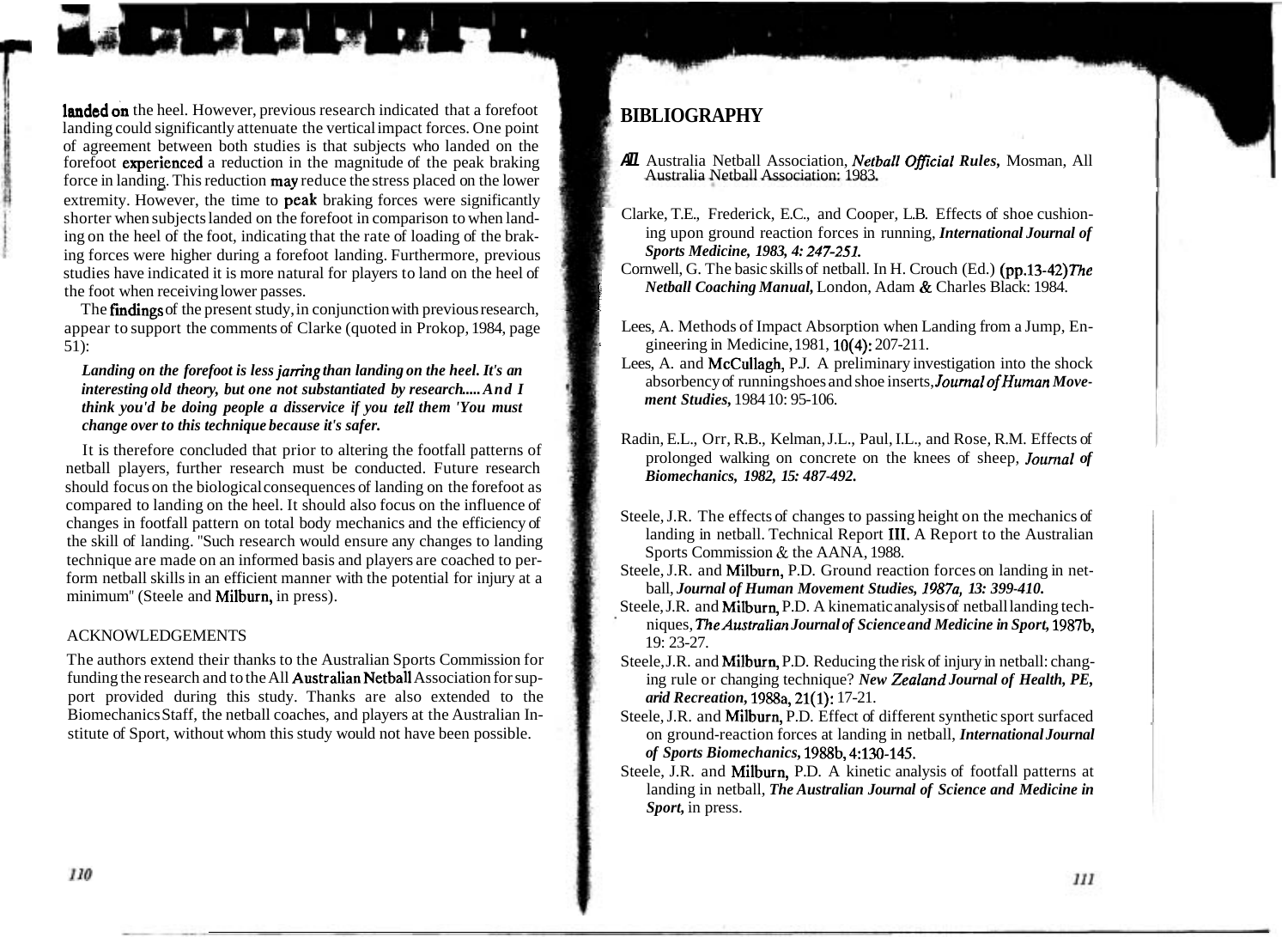landed on the heel. However, previous research indicated that a forefoot landing could significantly attenuate the vertical impact forces. One point of agreement between both studies is that subjects who landed on the forefoot experienced a reduction in the magnitude of the peak braking force in landing. This reduction may reduce the stress placed on the lower extremity. However, the time to peak braking forces were significantly shorter when subjects landed on the forefoot in comparison to when landing on the heel of the foot, indicating that the rate of loading of the braking forces were higher during a forefoot landing. Furthermore, previous studies have indicated it is more natural for players to land on the heel of the foot when receiving lower passes.

The findings of the present study, in conjunction with previous research, appear to support the comments of Clarke (quoted in Prokop, 1984, page 51):

> ***Landing on the forefoot is less jarring than landing on the heel. It's an interesting old theory, but one not substantiated by research..... And I think you'd be doing people a disservice if you tell them 'You must change over to this technique because it's safer.***

It is therefore concluded that prior to altering the footfall patterns of netball players, further research must be conducted. Future research should focus on the biological consequences of landing on the forefoot as compared to landing on the heel. It should also focus on the influence of changes in footfall pattern on total body mechanics and the efficiency of the skill of landing. "Such research would ensure any changes to landing technique are made on an informed basis and players are coached to perform netball skills in an efficient manner with the potential for injury at a minimum" (Steele and Milburn, in press).

## ACKNOWLEDGEMENTS

The authors extend their thanks to the Australian Sports Commission for funding the research and to the All Australian Netball Association for support provided during this study. Thanks are also extended to the Biomechanics Staff, the netball coaches, and players at the Australian Institute of Sport, without whom this study would not have been possible.

## BIBLIOGRAPHY

All Australia Netball Association, *Netball Official Rules,* Mosman, All Australia Netball Association: 1983.

Clarke, T.E., Frederick, E.C., and Cooper, L.B. Effects of shoe cushioning upon ground reaction forces in running, ***International Journal of Sports Medicine, 1983, 4: 247-251.***

Cornwell, G. The basic skills of netball. In H. Crouch (Ed.) (pp.13-42) ***The Netball Coaching Manual,*** London, Adam & Charles Black: 1984.

Lees, A. Methods of Impact Absorption when Landing from a Jump, Engineering in Medicine, 1981, 10(4): 207-211.

Lees, A. and McCullagh, P.J. A preliminary investigation into the shock absorbency of running shoes and shoe inserts, ***Journal of Human Movement Studies,*** 1984 10: 95-106.

Radin, E.L., Orr, R.B., Kelman, J.L., Paul, I.L., and Rose, R.M. Effects of prolonged walking on concrete on the knees of sheep, ***Journal of Biomechanics, 1982, 15: 487-492.***

Steele, J.R. The effects of changes to passing height on the mechanics of landing in netball. Technical Report III. A Report to the Australian Sports Commission & the AANA, 1988.

Steele, J.R. and Milburn, P.D. Ground reaction forces on landing in netball, ***Journal of Human Movement Studies, 1987a, 13: 399-410.***

Steele, J.R. and Milburn, P.D. A kinematic analysis of netball landing techniques, ***The Australian Journal of Science and Medicine in Sport,*** 1987b, 19: 23-27.

Steele, J.R. and Milburn, P.D. Reducing the risk of injury in netball: changing rule or changing technique? ***New Zealand Journal of Health, PE, arid Recreation,*** 1988a, 21(1): 17-21.

Steele, J.R. and Milburn, P.D. Effect of different synthetic sport surfaced on ground-reaction forces at landing in netball, ***International Journal of Sports Biomechanics,*** 1988b, 4:130-145.

Steele, J.R. and Milburn, P.D. A kinetic analysis of footfall patterns at landing in netball, ***The Australian Journal of Science and Medicine in Sport,*** in press.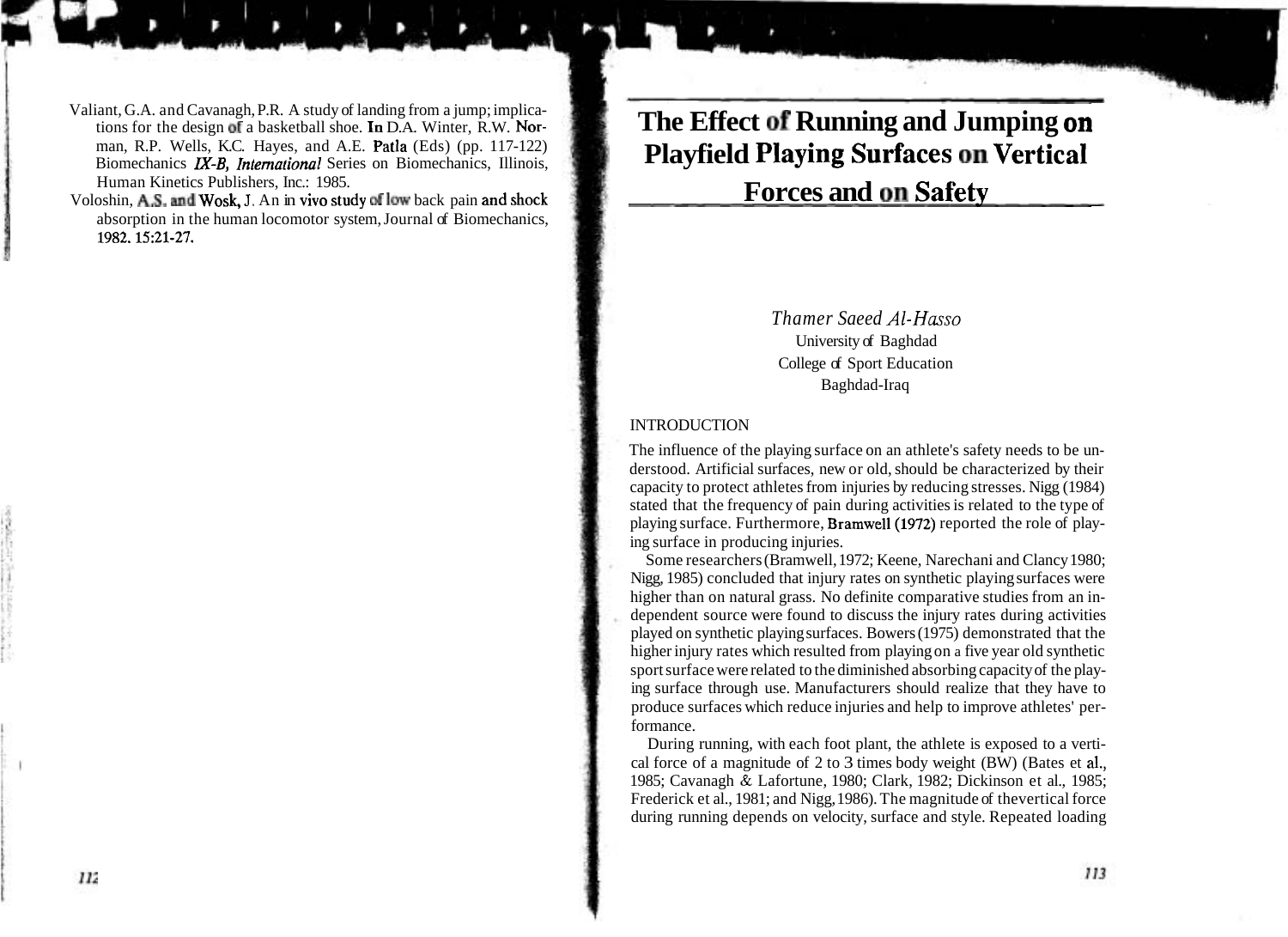Valiant, G.A. and Cavanagh, P.R. A study of landing from a jump; implications for the design of a basketball shoe. In D.A. Winter, R.W. Norman, R.P. Wells, K.C. Hayes, and A.E. Patla (Eds) (pp. 117-122) Biomechanics *IX-B, International* Series on Biomechanics, Illinois, Human Kinetics Publishers, Inc.: 1985.

Voloshin, A.S. and Wosk, J. An in vivo study of low back pain and shock absorption in the human locomotor system, Journal of Biomechanics, 1982. 15:21-27.

# The Effect of Running and Jumping on Playfield Playing Surfaces on Vertical Forces and on Safety

*Thamer Saeed Al-Hasso*
University of Baghdad
College of Sport Education
Baghdad-Iraq

## INTRODUCTION

The influence of the playing surface on an athlete's safety needs to be understood. Artificial surfaces, new or old, should be characterized by their capacity to protect athletes from injuries by reducing stresses. Nigg (1984) stated that the frequency of pain during activities is related to the type of playing surface. Furthermore, Bramwell (1972) reported the role of playing surface in producing injuries.

Some researchers (Bramwell, 1972; Keene, Narechani and Clancy 1980; Nigg, 1985) concluded that injury rates on synthetic playing surfaces were higher than on natural grass. No definite comparative studies from an independent source were found to discuss the injury rates during activities played on synthetic playing surfaces. Bowers (1975) demonstrated that the higher injury rates which resulted from playing on a five year old synthetic sport surface were related to the diminished absorbing capacity of the playing surface through use. Manufacturers should realize that they have to produce surfaces which reduce injuries and help to improve athletes' performance.

During running, with each foot plant, the athlete is exposed to a vertical force of a magnitude of 2 to 3 times body weight (BW) (Bates et al., 1985; Cavanagh & Lafortune, 1980; Clark, 1982; Dickinson et al., 1985; Frederick et al., 1981; and Nigg, 1986). The magnitude of thevertical force during running depends on velocity, surface and style. Repeated loading